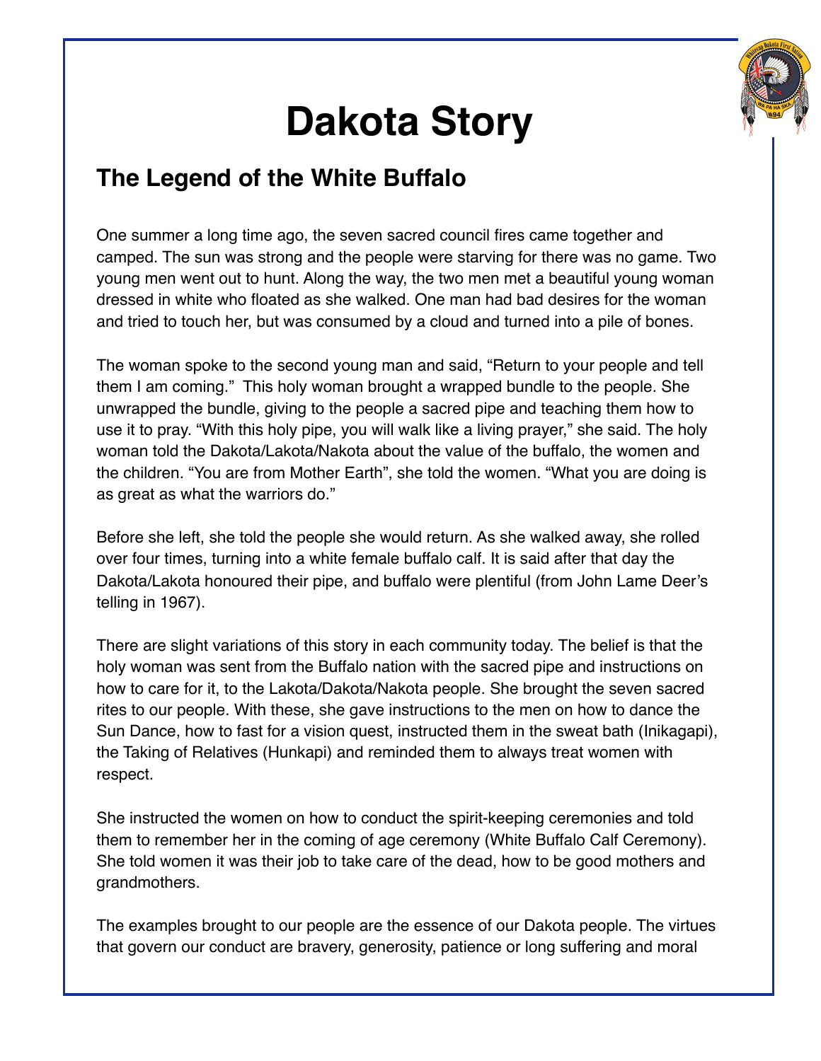# Dakota Story

## The Legend of the White Buffalo

One summer a long time ago, the seven sacred council fires came together and camped. The sun was strong and the people were starving for there was no game. Two young men went out to hunt. Along the way, the two men met a beautiful young woman dressed in white who floated as she walked. One man had bad desires for the woman and tried to touch her, but was consumed by a cloud and turned into a pile of bones.

The woman spoke to the second young man and said, "Return to your people and tell them I am coming." This holy woman brought a wrapped bundle to the people. She unwrapped the bundle, giving to the people a sacred pipe and teaching them how to use it to pray. "With this holy pipe, you will walk like a living prayer," she said. The holy woman told the Dakota/Lakota/Nakota about the value of the buffalo, the women and the children. "You are from Mother Earth", she told the women. "What you are doing is as great as what the warriors do."

Before she left, she told the people she would return. As she walked away, she rolled over four times, turning into a white female buffalo calf. It is said after that day the Dakota/Lakota honoured their pipe, and buffalo were plentiful (from John Lame Deer's telling in 1967).

There are slight variations of this story in each community today. The belief is that the holy woman was sent from the Buffalo nation with the sacred pipe and instructions on how to care for it, to the Lakota/Dakota/Nakota people. She brought the seven sacred rites to our people. With these, she gave instructions to the men on how to dance the Sun Dance, how to fast for a vision quest, instructed them in the sweat bath (Inikagapi), the Taking of Relatives (Hunkapi) and reminded them to always treat women with respect.

She instructed the women on how to conduct the spirit-keeping ceremonies and told them to remember her in the coming of age ceremony (White Buffalo Calf Ceremony). She told women it was their job to take care of the dead, how to be good mothers and grandmothers.

The examples brought to our people are the essence of our Dakota people. The virtues that govern our conduct are bravery, generosity, patience or long suffering and moral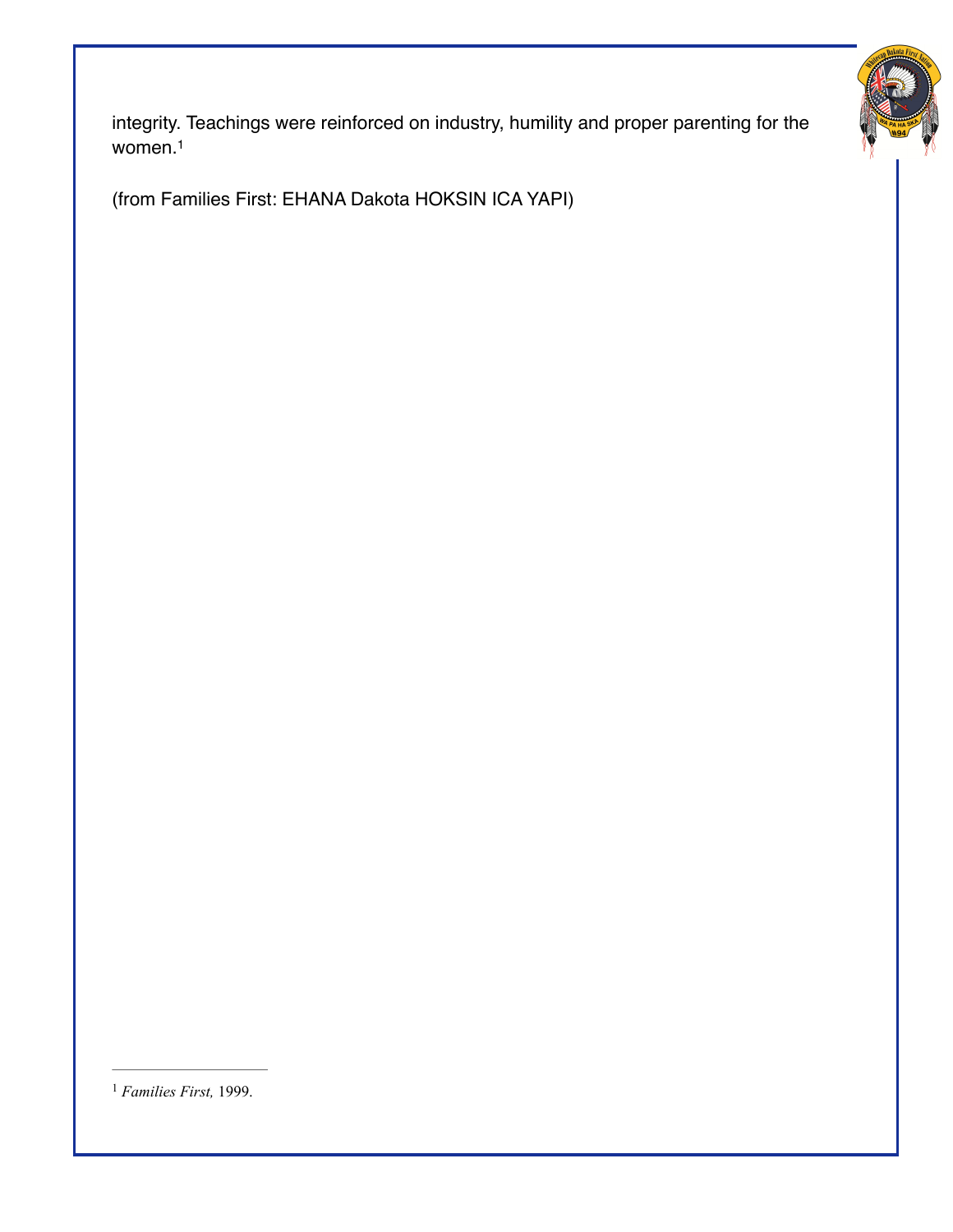integrity. Teachings were reinforced on industry, humility and proper parenting for the women.[1]

(from Families First: EHANA Dakota HOKSIN ICA YAPI)

---

[1] *Families First,* 1999.